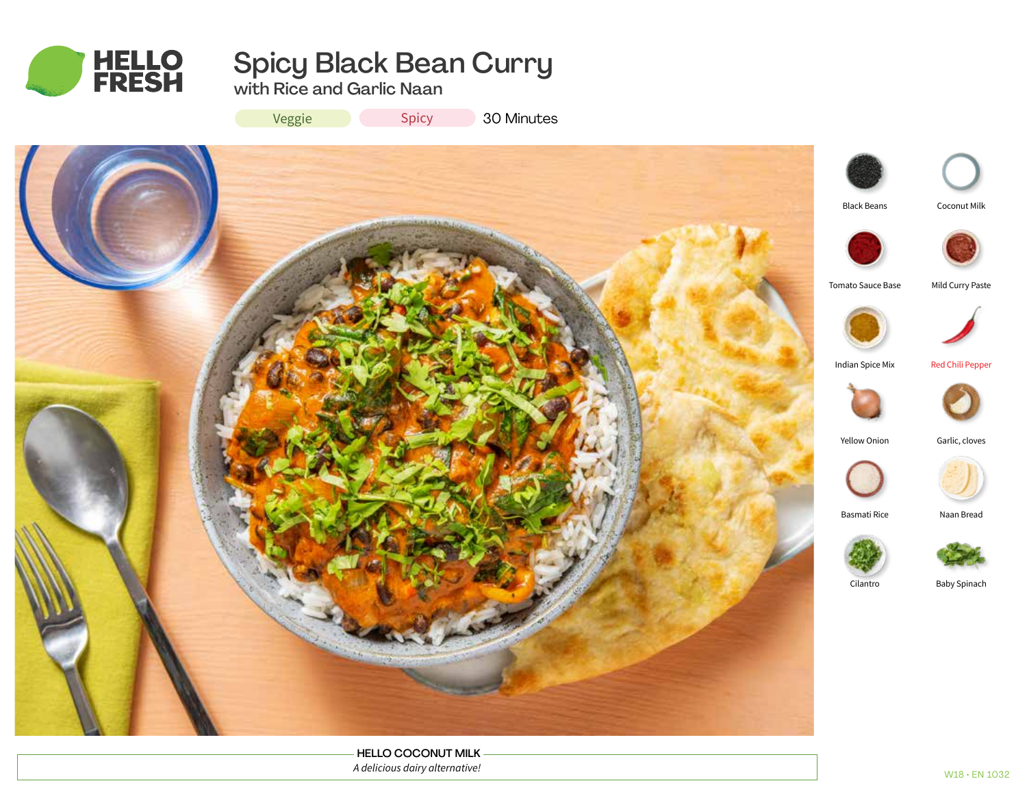HELLO FRESH

# Spicy Black Bean Curry

## with Rice and Garlic Naan

Veggie | Spicy | 30 Minutes

- Black Beans
- Coconut Milk
- Tomato Sauce Base
- Mild Curry Paste
- Indian Spice Mix
- Red Chili Pepper
- Yellow Onion
- Garlic, cloves
- Basmati Rice
- Naan Bread
- Cilantro
- Baby Spinach

**HELLO COCONUT MILK**

*A delicious dairy alternative!*

W18 • EN 1032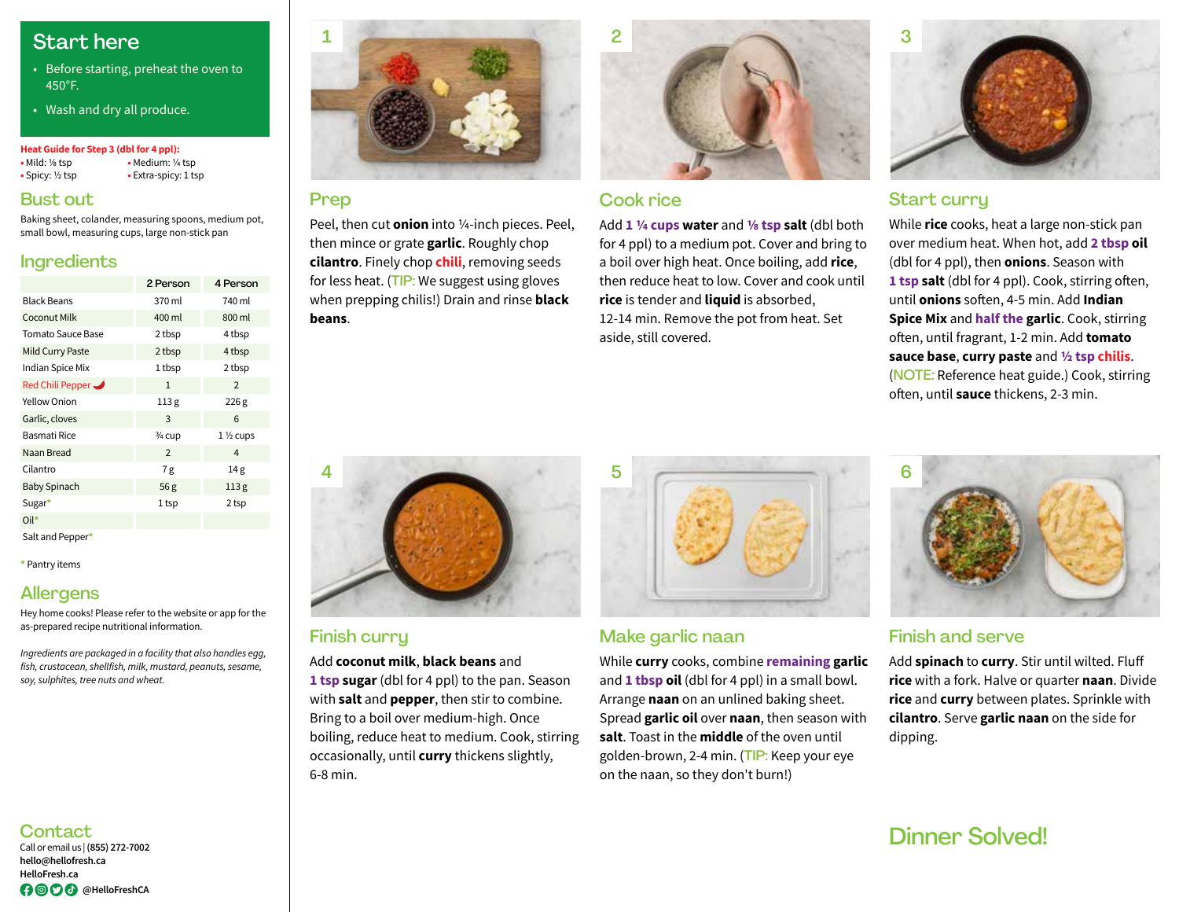## Start here

- Before starting, preheat the oven to 450°F.
- Wash and dry all produce.

**Heat Guide for Step 3 (dbl for 4 ppl):**

- Mild: ⅛ tsp
- Medium: ¼ tsp
- Spicy: ½ tsp
- Extra-spicy: 1 tsp

## Bust out

Baking sheet, colander, measuring spoons, medium pot, small bowl, measuring cups, large non-stick pan

## Ingredients

| | 2 Person | 4 Person |
|---|---|---|
| Black Beans | 370 ml | 740 ml |
| Coconut Milk | 400 ml | 800 ml |
| Tomato Sauce Base | 2 tbsp | 4 tbsp |
| Mild Curry Paste | 2 tbsp | 4 tbsp |
| Indian Spice Mix | 1 tbsp | 2 tbsp |
| Red Chili Pepper | 1 | 2 |
| Yellow Onion | 113 g | 226 g |
| Garlic, cloves | 3 | 6 |
| Basmati Rice | ¾ cup | 1 ½ cups |
| Naan Bread | 2 | 4 |
| Cilantro | 7 g | 14 g |
| Baby Spinach | 56 g | 113 g |
| Sugar* | 1 tsp | 2 tsp |
| Oil* | | |
| Salt and Pepper* | | |

\* Pantry items

## Allergens

Hey home cooks! Please refer to the website or app for the as-prepared recipe nutritional information.

*Ingredients are packaged in a facility that also handles egg, fish, crustacean, shellfish, milk, mustard, peanuts, sesame, soy, sulphites, tree nuts and wheat.*

## Contact

Call or email us | **(855) 272-7002**
**hello@hellofresh.ca**
**HelloFresh.ca**
@HelloFreshCA

### 1 Prep

Peel, then cut **onion** into ¼-inch pieces. Peel, then mince or grate **garlic**. Roughly chop **cilantro**. Finely chop **chili**, removing seeds for less heat. (TIP: We suggest using gloves when prepping chilis!) Drain and rinse **black beans**.

### 2 Cook rice

Add **1 ¼ cups water** and **⅛ tsp salt** (dbl both for 4 ppl) to a medium pot. Cover and bring to a boil over high heat. Once boiling, add **rice**, then reduce heat to low. Cover and cook until **rice** is tender and **liquid** is absorbed, 12-14 min. Remove the pot from heat. Set aside, still covered.

### 3 Start curry

While **rice** cooks, heat a large non-stick pan over medium heat. When hot, add **2 tbsp oil** (dbl for 4 ppl), then **onions**. Season with **1 tsp salt** (dbl for 4 ppl). Cook, stirring often, until **onions** soften, 4-5 min. Add **Indian Spice Mix** and **half the garlic**. Cook, stirring often, until fragrant, 1-2 min. Add **tomato sauce base**, **curry paste** and **½ tsp chilis**. (NOTE: Reference heat guide.) Cook, stirring often, until **sauce** thickens, 2-3 min.

### 4 Finish curry

Add **coconut milk**, **black beans** and **1 tsp sugar** (dbl for 4 ppl) to the pan. Season with **salt** and **pepper**, then stir to combine. Bring to a boil over medium-high. Once boiling, reduce heat to medium. Cook, stirring occasionally, until **curry** thickens slightly, 6-8 min.

### 5 Make garlic naan

While **curry** cooks, combine **remaining garlic** and **1 tbsp oil** (dbl for 4 ppl) in a small bowl. Arrange **naan** on an unlined baking sheet. Spread **garlic oil** over **naan**, then season with **salt**. Toast in the **middle** of the oven until golden-brown, 2-4 min. (TIP: Keep your eye on the naan, so they don't burn!)

### 6 Finish and serve

Add **spinach** to **curry**. Stir until wilted. Fluff **rice** with a fork. Halve or quarter **naan**. Divide **rice** and **curry** between plates. Sprinkle with **cilantro**. Serve **garlic naan** on the side for dipping.

## Dinner Solved!